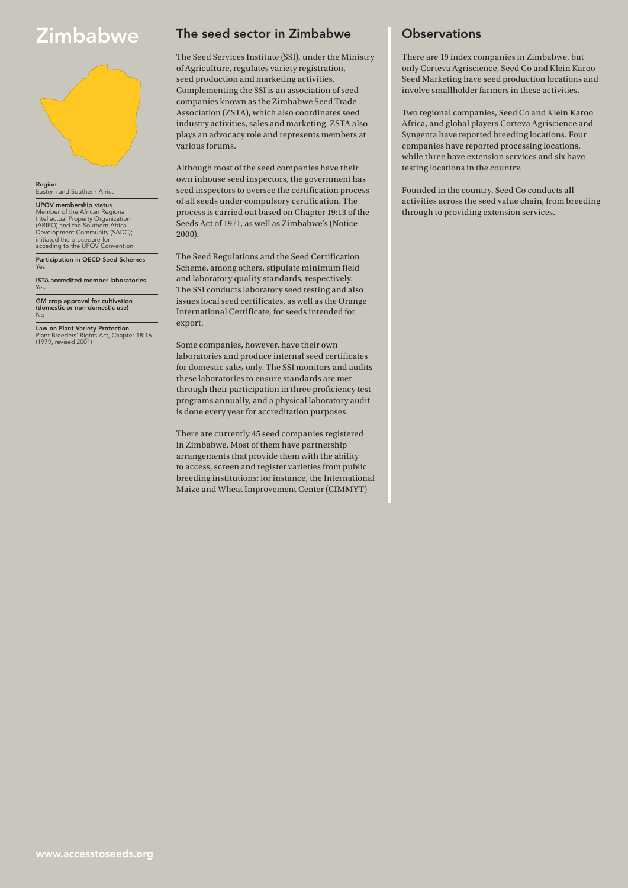# Zimbabwe

**Region**
Eastern and Southern Africa

**UPOV membership status**
Member of the African Regional Intellectual Property Organization (ARIPO) and the Southern Africa Development Community (SADC); initiated the procedure for acceding to the UPOV Convention

**Participation in OECD Seed Schemes**
Yes

**ISTA accredited member laboratories**
Yes

**GM crop approval for cultivation (domestic or non-domestic use)**
No

**Law on Plant Variety Protection**
Plant Breeders' Rights Act, Chapter 18:16 (1979, revised 2001)

## The seed sector in Zimbabwe

The Seed Services Institute (SSI), under the Ministry of Agriculture, regulates variety registration, seed production and marketing activities. Complementing the SSI is an association of seed companies known as the Zimbabwe Seed Trade Association (ZSTA), which also coordinates seed industry activities, sales and marketing. ZSTA also plays an advocacy role and represents members at various forums.

Although most of the seed companies have their own inhouse seed inspectors, the government has seed inspectors to oversee the certification process of all seeds under compulsory certification. The process is carried out based on Chapter 19:13 of the Seeds Act of 1971, as well as Zimbabwe's (Notice 2000).

The Seed Regulations and the Seed Certification Scheme, among others, stipulate minimum field and laboratory quality standards, respectively. The SSI conducts laboratory seed testing and also issues local seed certificates, as well as the Orange International Certificate, for seeds intended for export.

Some companies, however, have their own laboratories and produce internal seed certificates for domestic sales only. The SSI monitors and audits these laboratories to ensure standards are met through their participation in three proficiency test programs annually, and a physical laboratory audit is done every year for accreditation purposes.

There are currently 45 seed companies registered in Zimbabwe. Most of them have partnership arrangements that provide them with the ability to access, screen and register varieties from public breeding institutions; for instance, the International Maize and Wheat Improvement Center (CIMMYT)

## Observations

There are 19 index companies in Zimbabwe, but only Corteva Agriscience, Seed Co and Klein Karoo Seed Marketing have seed production locations and involve smallholder farmers in these activities.

Two regional companies, Seed Co and Klein Karoo Africa, and global players Corteva Agriscience and Syngenta have reported breeding locations. Four companies have reported processing locations, while three have extension services and six have testing locations in the country.

Founded in the country, Seed Co conducts all activities across the seed value chain, from breeding through to providing extension services.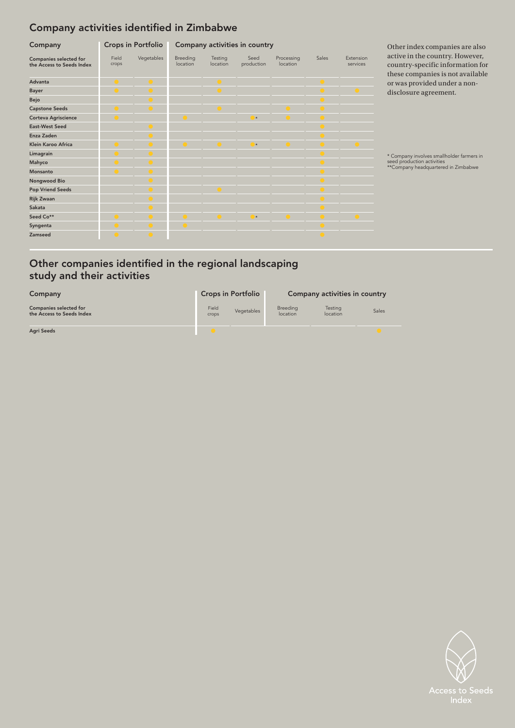## Company activities identified in Zimbabwe

| Company | Crops in Portfolio | | Company activities in country | | | | | |
|---|---|---|---|---|---|---|---|---|
| Companies selected for the Access to Seeds Index | Field crops | Vegetables | Breeding location | Testing location | Seed production | Processing location | Sales | Extension services |
| Advanta | ● | ● | | ● | | | ● | |
| Bayer | ● | ● | | ● | | | ● | ● |
| Bejo | | ● | | | | | ● | |
| Capstone Seeds | ● | ● | | ● | | ● | ● | |
| Corteva Agriscience | ● | | ● | | ●* | ● | ● | |
| East-West Seed | | ● | | | | | ● | |
| Enza Zaden | | ● | | | | | ● | |
| Klein Karoo Africa | ● | ● | ● | ● | ●* | ● | ● | ● |
| Limagrain | ● | ● | | | | | ● | |
| Mahyco | ● | ● | | | | | ● | |
| Monsanto | ● | ● | | | | | ● | |
| Nongwood Bio | | ● | | | | | ● | |
| Pop Vriend Seeds | | ● | | ● | | | ● | |
| Rijk Zwaan | | ● | | | | | ● | |
| Sakata | | ● | | | | | ● | |
| Seed Co** | ● | ● | ● | ● | ●* | ● | ● | ● |
| Syngenta | ● | ● | ● | | | | ● | |
| Zamseed | ● | ● | | | | | ● | |

Other index companies are also active in the country. However, country-specific information for these companies is not available or was provided under a non-disclosure agreement.

\* Company involves smallholder farmers in seed production activities
\*\*Company headquartered in Zimbabwe

## Other companies identified in the regional landscaping study and their activities

| Company | Crops in Portfolio | | Company activities in country | | |
|---|---|---|---|---|---|
| Companies selected for the Access to Seeds Index | Field crops | Vegetables | Breeding location | Testing location | Sales |
| Agri Seeds | ● | | | | ● |

Access to Seeds Index